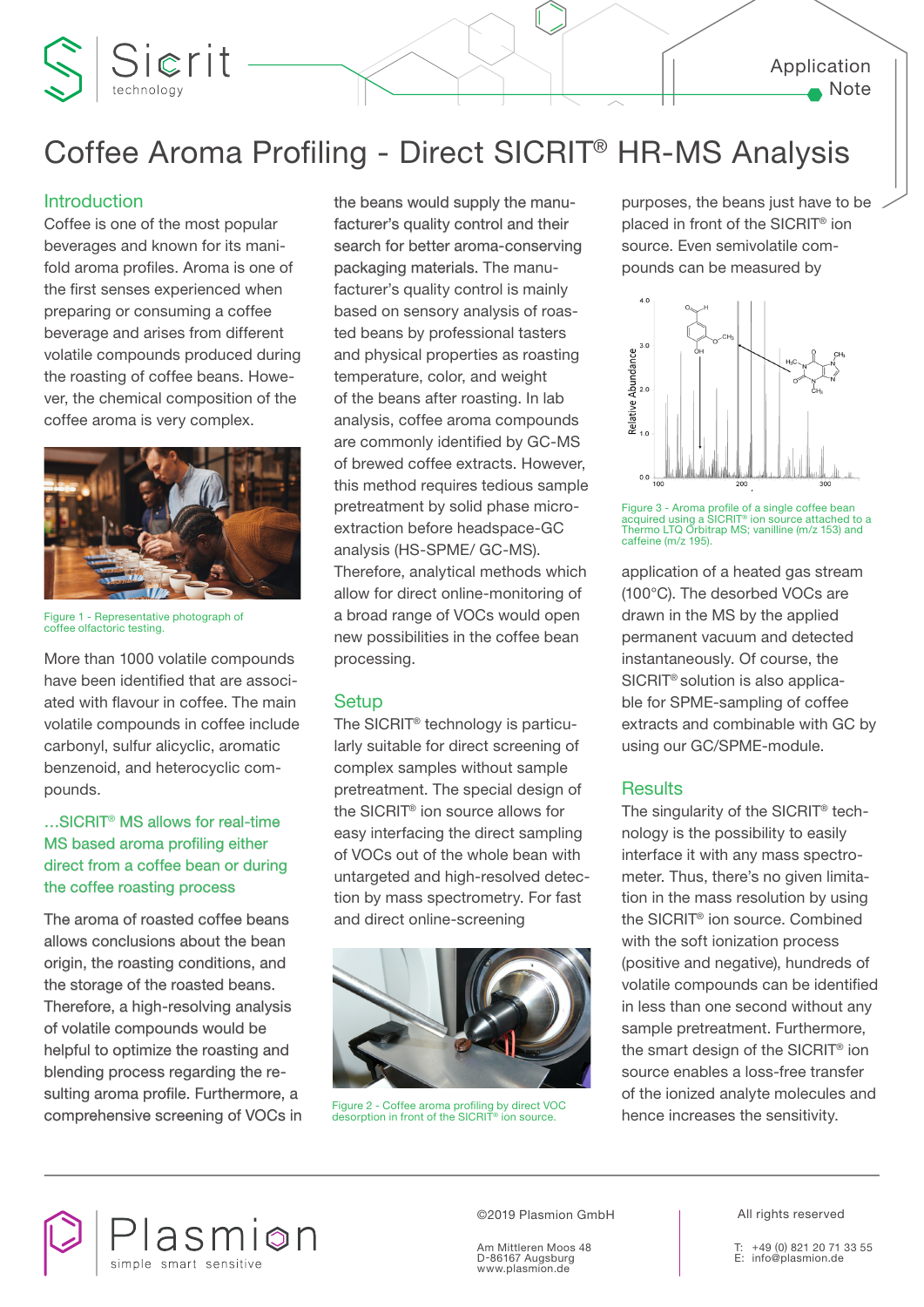# Coffee Aroma Profiling - Direct SICRIT® HR-MS Analysis

Application Note

## Introduction

Coffee is one of the most popular beverages and known for its manifold aroma profiles. Aroma is one of the first senses experienced when preparing or consuming a coffee beverage and arises from different volatile compounds produced during the roasting of coffee beans. However, the chemical composition of the coffee aroma is very complex.

Figure 1 - Representative photograph of coffee olfactoric testing.

More than 1000 volatile compounds have been identified that are associated with flavour in coffee. The main volatile compounds in coffee include carbonyl, sulfur alicyclic, aromatic benzenoid, and heterocyclic compounds.

*...SICRIT® MS allows for real-time MS based aroma profiling either direct from a coffee bean or during the coffee roasting process*

The aroma of roasted coffee beans allows conclusions about the bean origin, the roasting conditions, and the storage of the roasted beans. Therefore, a high-resolving analysis of volatile compounds would be helpful to optimize the roasting and blending process regarding the resulting aroma profile. Furthermore, a comprehensive screening of VOCs in the beans would supply the manufacturer's quality control and their search for better aroma-conserving packaging materials. The manufacturer's quality control is mainly based on sensory analysis of roasted beans by professional tasters and physical properties as roasting temperature, color, and weight of the beans after roasting. In lab analysis, coffee aroma compounds are commonly identified by GC-MS of brewed coffee extracts. However, this method requires tedious sample pretreatment by solid phase microextraction before headspace-GC analysis (HS-SPME/ GC-MS). Therefore, analytical methods which allow for direct online-monitoring of a broad range of VOCs would open new possibilities in the coffee bean processing.

## Setup

The SICRIT® technology is particularly suitable for direct screening of complex samples without sample pretreatment. The special design of the SICRIT® ion source allows for easy interfacing the direct sampling of VOCs out of the whole bean with untargeted and high-resolved detection by mass spectrometry. For fast and direct online-screening purposes, the beans just have to be placed in front of the SICRIT® ion source. Even semivolatile compounds can be measured by

Figure 2 - Coffee aroma profiling by direct VOC desorption in front of the SICRIT® ion source.

Figure 3 - Aroma profile of a single coffee bean acquired using a SICRIT® ion source attached to a Thermo LTQ Orbitrap MS; vanilline (m/z 153) and caffeine (m/z 195).

application of a heated gas stream (100°C). The desorbed VOCs are drawn in by the applied permanent vacuum and detected instantaneously. Of course, the SICRIT® solution is also applicable for SPME-sampling of coffee extracts and combinable with GC by using our GC/SPME-module.

## Results

The singularity of the SICRIT® technology is the possibility to easily interface it with any mass spectrometer. Thus, there's no given limitation in the mass resolution by using the SICRIT® ion source. Combined with the soft ionization process (positive and negative), hundreds of volatile compounds can be identified in less than one second without any sample pretreatment. Furthermore, the smart design of the SICRIT® ion source enables a loss-free transfer of the ionized analyte molecules and hence increases the sensitivity.

©2019 Plasmion GmbH

All rights reserved

Am Mittleren Moos 48
D-86167 Augsburg
www.plasmion.de

T: +49 (0) 821 20 71 33 55
E: info@plasmion.de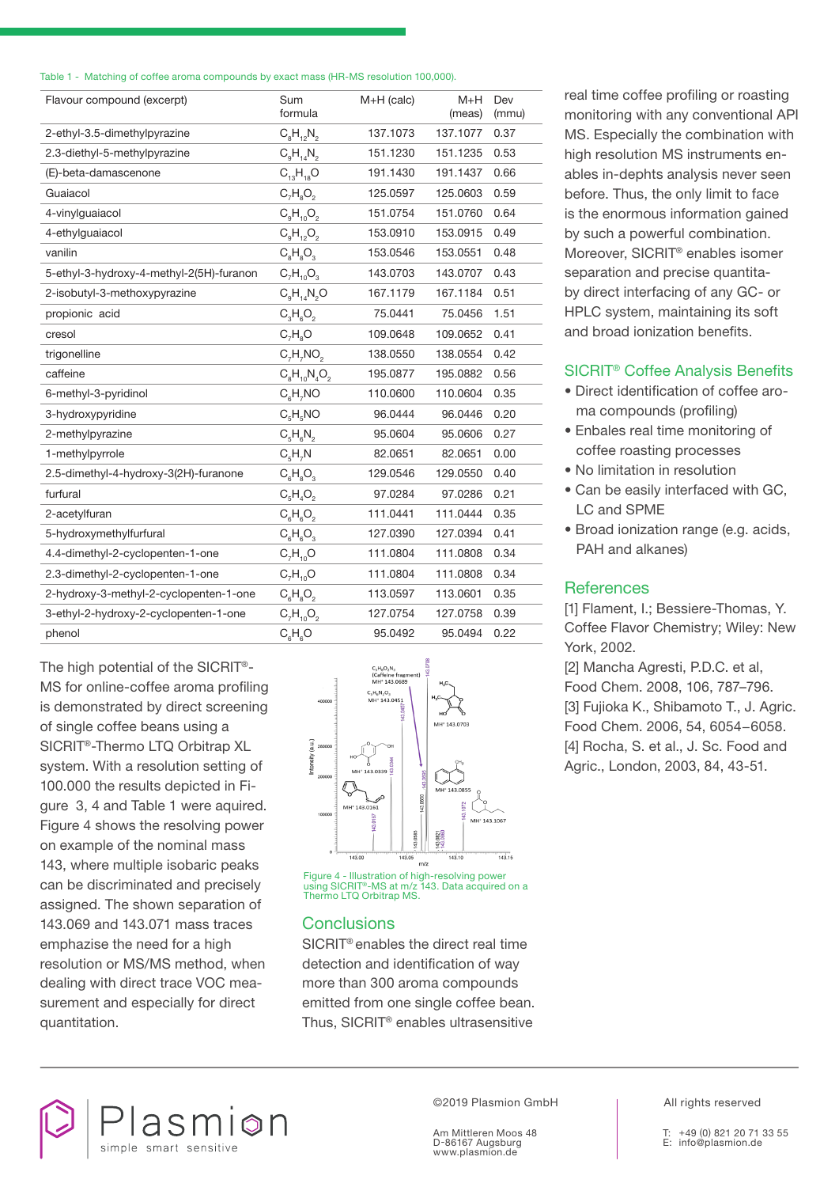Table 1 - Matching of coffee aroma compounds by exact mass (HR-MS resolution 100,000).

| Flavour compound (excerpt) | Sum formula | M+H (calc) | M+H (meas) | Dev (mmu) |
|---|---|---|---|---|
| 2-ethyl-3.5-dimethylpyrazine | $C_8H_{12}N_2$ | 137.1073 | 137.1077 | 0.37 |
| 2.3-diethyl-5-methylpyrazine | $C_9H_{14}N_2$ | 151.1230 | 151.1235 | 0.53 |
| (E)-beta-damascenone | $C_{13}H_{18}O$ | 191.1430 | 191.1437 | 0.66 |
| Guaiacol | $C_7H_8O_2$ | 125.0597 | 125.0603 | 0.59 |
| 4-vinylguaiacol | $C_9H_{10}O_2$ | 151.0754 | 151.0760 | 0.64 |
| 4-ethylguaiacol | $C_9H_{12}O_2$ | 153.0910 | 153.0915 | 0.49 |
| vanilin | $C_8H_8O_3$ | 153.0546 | 153.0551 | 0.48 |
| 5-ethyl-3-hydroxy-4-methyl-2(5H)-furanon | $C_7H_{10}O_3$ | 143.0703 | 143.0707 | 0.43 |
| 2-isobutyl-3-methoxypyrazine | $C_9H_{14}N_2O$ | 167.1179 | 167.1184 | 0.51 |
| propionic acid | $C_3H_6O_2$ | 75.0441 | 75.0456 | 1.51 |
| cresol | $C_7H_8O$ | 109.0648 | 109.0652 | 0.41 |
| trigonelline | $C_7H_7NO_2$ | 138.0550 | 138.0554 | 0.42 |
| caffeine | $C_8H_{10}N_4O_2$ | 195.0877 | 195.0882 | 0.56 |
| 6-methyl-3-pyridinol | $C_6H_7NO$ | 110.0600 | 110.0604 | 0.35 |
| 3-hydroxypyridine | $C_5H_5NO$ | 96.0444 | 96.0446 | 0.20 |
| 2-methylpyrazine | $C_5H_6N_2$ | 95.0604 | 95.0606 | 0.27 |
| 1-methylpyrrole | $C_5H_7N$ | 82.0651 | 82.0651 | 0.00 |
| 2.5-dimethyl-4-hydroxy-3(2H)-furanone | $C_6H_8O_3$ | 129.0546 | 129.0550 | 0.40 |
| furfural | $C_5H_4O_2$ | 97.0284 | 97.0286 | 0.21 |
| 2-acetylfuran | $C_6H_6O_2$ | 111.0441 | 111.0444 | 0.35 |
| 5-hydroxymethylfurfural | $C_6H_6O_3$ | 127.0390 | 127.0394 | 0.41 |
| 4.4-dimethyl-2-cyclopenten-1-one | $C_7H_{10}O$ | 111.0804 | 111.0808 | 0.34 |
| 2.3-dimethyl-2-cyclopenten-1-one | $C_7H_{10}O$ | 111.0804 | 111.0808 | 0.34 |
| 2-hydroxy-3-methyl-2-cyclopenten-1-one | $C_6H_8O_2$ | 113.0597 | 113.0601 | 0.35 |
| 3-ethyl-2-hydroxy-2-cyclopenten-1-one | $C_7H_{10}O_2$ | 127.0754 | 127.0758 | 0.39 |
| phenol | $C_6H_6O$ | 95.0492 | 95.0494 | 0.22 |

The high potential of the SICRIT®-MS for online-coffee aroma profiling is demonstrated by direct screening of single coffee beans using a SICRIT®-Thermo LTQ Orbitrap XL system. With a resolution setting of 100.000 the results depicted in Figure 3, 4 and Table 1 were aquired. Figure 4 shows the resolving power on example of the nominal mass 143, where multiple isobaric peaks can be discriminated and precisely assigned. The shown separation of 143.069 and 143.071 mass traces emphazise the need for a high resolution or MS/MS method, when dealing with direct trace VOC measurement and especially for direct quantitation.

$C_7H_7N_2O_2$ (Caffeine fragment) MH⁺ 143.0689
$C_6H_6N_2O_2$ MH⁺ 143.0451
MH⁺ 143.0703
MH⁺ 143.0339
MH⁺ 143.0855
MH⁺ 143.0161
MH⁺ 143.1067
Intensity (a.u.)
m/z

Figure 4 - Illustration of high-resolving power using SICRIT®-MS at m/z 143. Data acquired on a Thermo LTQ Orbitrap MS.

## Conclusions

SICRIT® enables the direct real time detection and identification of way more than 300 aroma compounds emitted from one single coffee bean. Thus, SICRIT® enables ultrasensitive real time coffee profiling or roasting monitoring with any conventional API MS. Especially the combination with high resolution MS instruments enables in-depths analysis never seen before. Thus, the only limit to face is the enormous information gained by such a powerful combination. Moreover, SICRIT® enables isomer separation and precise quantitation by direct interfacing of any GC- or HPLC system, maintaining its soft and broad ionization benefits.

## SICRIT® Coffee Analysis Benefits

- Direct identification of coffee aroma compounds (profiling)
- Enbales real time monitoring of coffee roasting processes
- No limitation in resolution
- Can be easily interfaced with GC, LC and SPME
- Broad ionization range (e.g. acids, PAH and alkanes)

## References

[1] Flament, I.; Bessiere-Thomas, Y. Coffee Flavor Chemistry; Wiley: New York, 2002.
[2] Mancha Agresti, P.D.C. et al, Food Chem. 2008, 106, 787–796.
[3] Fujioka K., Shibamoto T., J. Agric. Food Chem. 2006, 54, 6054–6058.
[4] Rocha, S. et al., J. Sc. Food and Agric., London, 2003, 84, 43-51.

Plasmion
simple smart sensitive

©2019 Plasmion GmbH

Am Mittleren Moos 48
D-86167 Augsburg
www.plasmion.de

All rights reserved

T: +49 (0) 821 20 71 33 55
E: info@plasmion.de